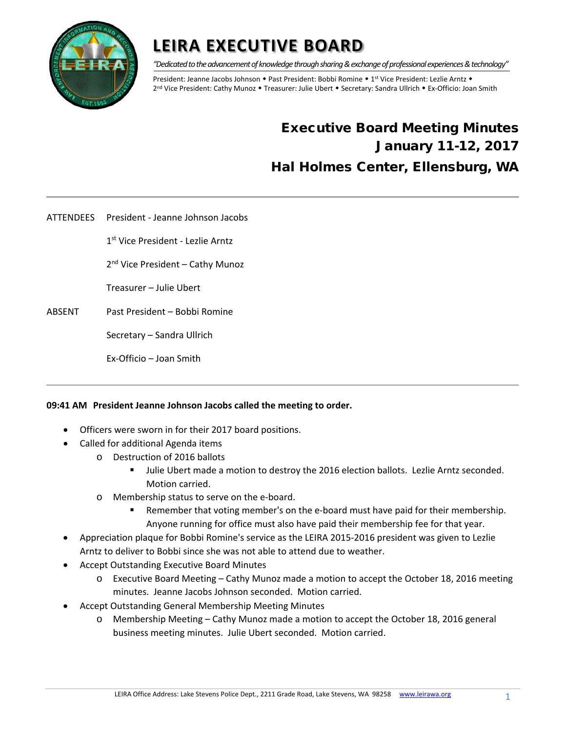# LEIRA EXECUTIVE BOARD

*"Dedicated to the advancement of knowledge through sharing & exchange of professional experiences & technology"*

President: Jeanne Jacobs Johnson ◆ Past President: Bobbi Romine ◆ 1st Vice President: Lezlie Arntz ◆ 2nd Vice President: Cathy Munoz ◆ Treasurer: Julie Ubert ◆ Secretary: Sandra Ullrich ◆ Ex-Officio: Joan Smith

## Executive Board Meeting Minutes
## January 11-12, 2017
## Hal Holmes Center, Ellensburg, WA

---

ATTENDEES
- President - Jeanne Johnson Jacobs
- 1st Vice President - Lezlie Arntz
- 2nd Vice President – Cathy Munoz
- Treasurer – Julie Ubert

ABSENT
- Past President – Bobbi Romine
- Secretary – Sandra Ullrich
- Ex-Officio – Joan Smith

---

**09:41 AM President Jeanne Johnson Jacobs called the meeting to order.**

- Officers were sworn in for their 2017 board positions.
- Called for additional Agenda items
  - Destruction of 2016 ballots
    - Julie Ubert made a motion to destroy the 2016 election ballots. Lezlie Arntz seconded. Motion carried.
  - Membership status to serve on the e-board.
    - Remember that voting member's on the e-board must have paid for their membership. Anyone running for office must also have paid their membership fee for that year.
- Appreciation plaque for Bobbi Romine's service as the LEIRA 2015-2016 president was given to Lezlie Arntz to deliver to Bobbi since she was not able to attend due to weather.
- Accept Outstanding Executive Board Minutes
  - Executive Board Meeting – Cathy Munoz made a motion to accept the October 18, 2016 meeting minutes. Jeanne Jacobs Johnson seconded. Motion carried.
- Accept Outstanding General Membership Meeting Minutes
  - Membership Meeting – Cathy Munoz made a motion to accept the October 18, 2016 general business meeting minutes. Julie Ubert seconded. Motion carried.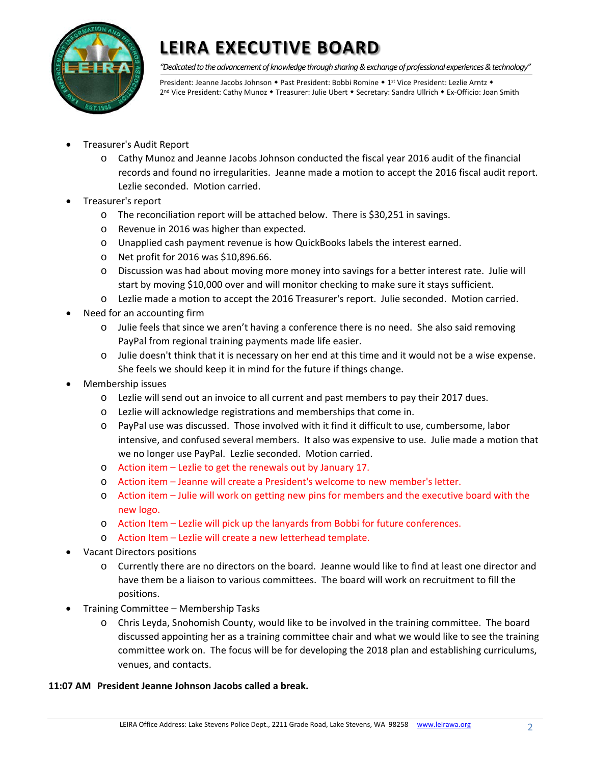- Treasurer's Audit Report
  - Cathy Munoz and Jeanne Jacobs Johnson conducted the fiscal year 2016 audit of the financial records and found no irregularities. Jeanne made a motion to accept the 2016 fiscal audit report. Lezlie seconded. Motion carried.
- Treasurer's report
  - The reconciliation report will be attached below. There is $30,251 in savings.
  - Revenue in 2016 was higher than expected.
  - Unapplied cash payment revenue is how QuickBooks labels the interest earned.
  - Net profit for 2016 was $10,896.66.
  - Discussion was had about moving more money into savings for a better interest rate. Julie will start by moving $10,000 over and will monitor checking to make sure it stays sufficient.
  - Lezlie made a motion to accept the 2016 Treasurer's report. Julie seconded. Motion carried.
- Need for an accounting firm
  - Julie feels that since we aren't having a conference there is no need. She also said removing PayPal from regional training payments made life easier.
  - Julie doesn't think that it is necessary on her end at this time and it would not be a wise expense. She feels we should keep it in mind for the future if things change.
- Membership issues
  - Lezlie will send out an invoice to all current and past members to pay their 2017 dues.
  - Lezlie will acknowledge registrations and memberships that come in.
  - PayPal use was discussed. Those involved with it find it difficult to use, cumbersome, labor intensive, and confused several members. It also was expensive to use. Julie made a motion that we no longer use PayPal. Lezlie seconded. Motion carried.
  - Action item – Lezlie to get the renewals out by January 17.
  - Action item – Jeanne will create a President's welcome to new member's letter.
  - Action item – Julie will work on getting new pins for members and the executive board with the new logo.
  - Action Item – Lezlie will pick up the lanyards from Bobbi for future conferences.
  - Action Item – Lezlie will create a new letterhead template.
- Vacant Directors positions
  - Currently there are no directors on the board. Jeanne would like to find at least one director and have them be a liaison to various committees. The board will work on recruitment to fill the positions.
- Training Committee – Membership Tasks
  - Chris Leyda, Snohomish County, would like to be involved in the training committee. The board discussed appointing her as a training committee chair and what we would like to see the training committee work on. The focus will be for developing the 2018 plan and establishing curriculums, venues, and contacts.

**11:07 AM President Jeanne Johnson Jacobs called a break.**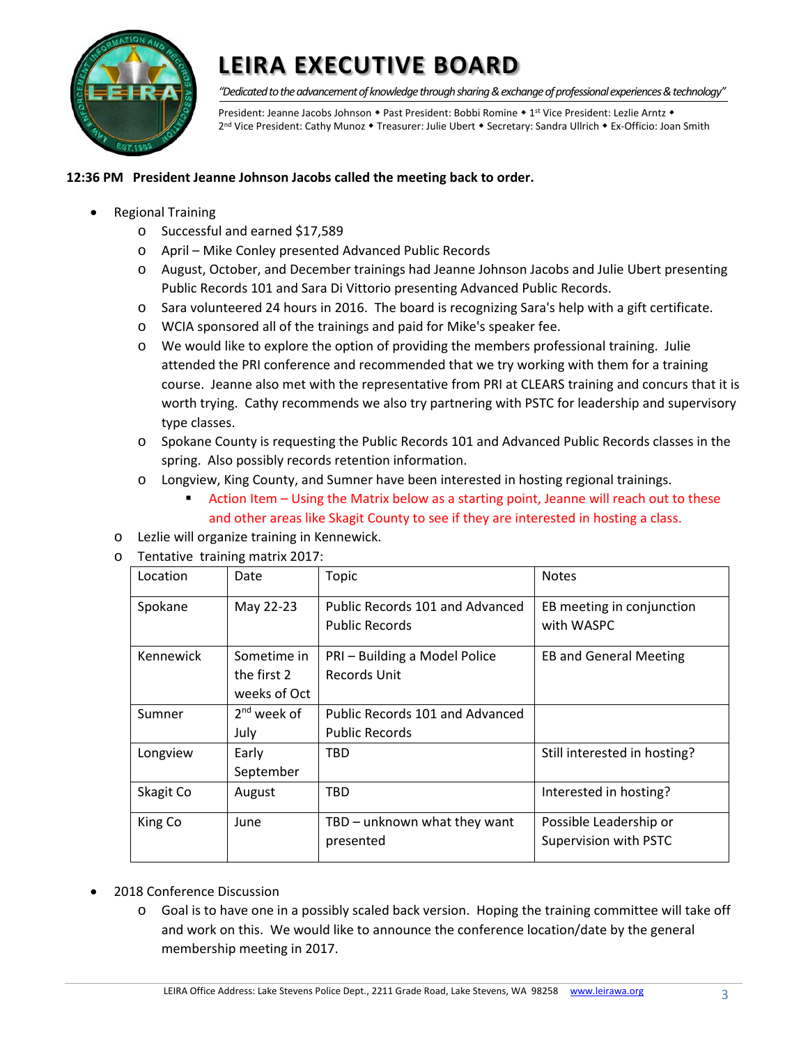# LEIRA EXECUTIVE BOARD

*"Dedicated to the advancement of knowledge through sharing & exchange of professional experiences & technology"*

President: Jeanne Jacobs Johnson ◆ Past President: Bobbi Romine ◆ 1st Vice President: Lezlie Arntz ◆ 2nd Vice President: Cathy Munoz ◆ Treasurer: Julie Ubert ◆ Secretary: Sandra Ullrich ◆ Ex-Officio: Joan Smith

**12:36 PM President Jeanne Johnson Jacobs called the meeting back to order.**

- Regional Training
  - Successful and earned $17,589
  - April – Mike Conley presented Advanced Public Records
  - August, October, and December trainings had Jeanne Johnson Jacobs and Julie Ubert presenting Public Records 101 and Sara Di Vittorio presenting Advanced Public Records.
  - Sara volunteered 24 hours in 2016. The board is recognizing Sara's help with a gift certificate.
  - WCIA sponsored all of the trainings and paid for Mike's speaker fee.
  - We would like to explore the option of providing the members professional training. Julie attended the PRI conference and recommended that we try working with them for a training course. Jeanne also met with the representative from PRI at CLEARS training and concurs that it is worth trying. Cathy recommends we also try partnering with PSTC for leadership and supervisory type classes.
  - Spokane County is requesting the Public Records 101 and Advanced Public Records classes in the spring. Also possibly records retention information.
  - Longview, King County, and Sumner have been interested in hosting regional trainings.
    - Action Item – Using the Matrix below as a starting point, Jeanne will reach out to these and other areas like Skagit County to see if they are interested in hosting a class.
  - Lezlie will organize training in Kennewick.
  - Tentative training matrix 2017:

| Location | Date | Topic | Notes |
|---|---|---|---|
| Spokane | May 22-23 | Public Records 101 and Advanced Public Records | EB meeting in conjunction with WASPC |
| Kennewick | Sometime in the first 2 weeks of Oct | PRI – Building a Model Police Records Unit | EB and General Meeting |
| Sumner | 2nd week of July | Public Records 101 and Advanced Public Records | |
| Longview | Early September | TBD | Still interested in hosting? |
| Skagit Co | August | TBD | Interested in hosting? |
| King Co | June | TBD – unknown what they want presented | Possible Leadership or Supervision with PSTC |

- 2018 Conference Discussion
  - Goal is to have one in a possibly scaled back version. Hoping the training committee will take off and work on this. We would like to announce the conference location/date by the general membership meeting in 2017.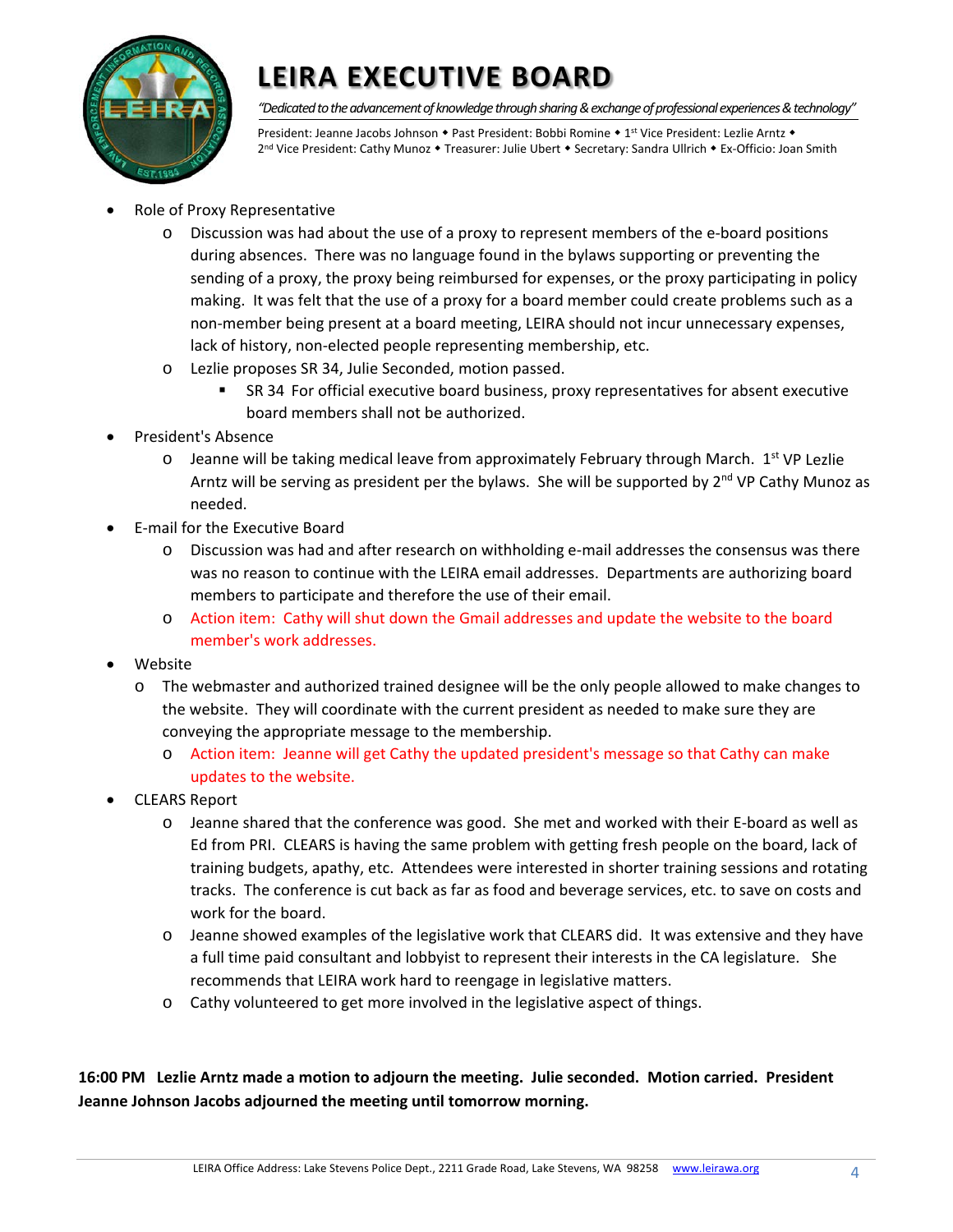- Role of Proxy Representative
  - Discussion was had about the use of a proxy to represent members of the e-board positions during absences. There was no language found in the bylaws supporting or preventing the sending of a proxy, the proxy being reimbursed for expenses, or the proxy participating in policy making. It was felt that the use of a proxy for a board member could create problems such as a non-member being present at a board meeting, LEIRA should not incur unnecessary expenses, lack of history, non-elected people representing membership, etc.
  - Lezlie proposes SR 34, Julie Seconded, motion passed.
    - SR 34 For official executive board business, proxy representatives for absent executive board members shall not be authorized.
- President's Absence
  - Jeanne will be taking medical leave from approximately February through March. 1st VP Lezlie Arntz will be serving as president per the bylaws. She will be supported by 2nd VP Cathy Munoz as needed.
- E-mail for the Executive Board
  - Discussion was had and after research on withholding e-mail addresses the consensus was there was no reason to continue with the LEIRA email addresses. Departments are authorizing board members to participate and therefore the use of their email.
  - Action item: Cathy will shut down the Gmail addresses and update the website to the board member's work addresses.
- Website
  - The webmaster and authorized trained designee will be the only people allowed to make changes to the website. They will coordinate with the current president as needed to make sure they are conveying the appropriate message to the membership.
    - Action item: Jeanne will get Cathy the updated president's message so that Cathy can make updates to the website.
- CLEARS Report
  - Jeanne shared that the conference was good. She met and worked with their E-board as well as Ed from PRI. CLEARS is having the same problem with getting fresh people on the board, lack of training budgets, apathy, etc. Attendees were interested in shorter training sessions and rotating tracks. The conference is cut back as far as food and beverage services, etc. to save on costs and work for the board.
  - Jeanne showed examples of the legislative work that CLEARS did. It was extensive and they have a full time paid consultant and lobbyist to represent their interests in the CA legislature. She recommends that LEIRA work hard to reengage in legislative matters.
  - Cathy volunteered to get more involved in the legislative aspect of things.

**16:00 PM Lezlie Arntz made a motion to adjourn the meeting. Julie seconded. Motion carried. President Jeanne Johnson Jacobs adjourned the meeting until tomorrow morning.**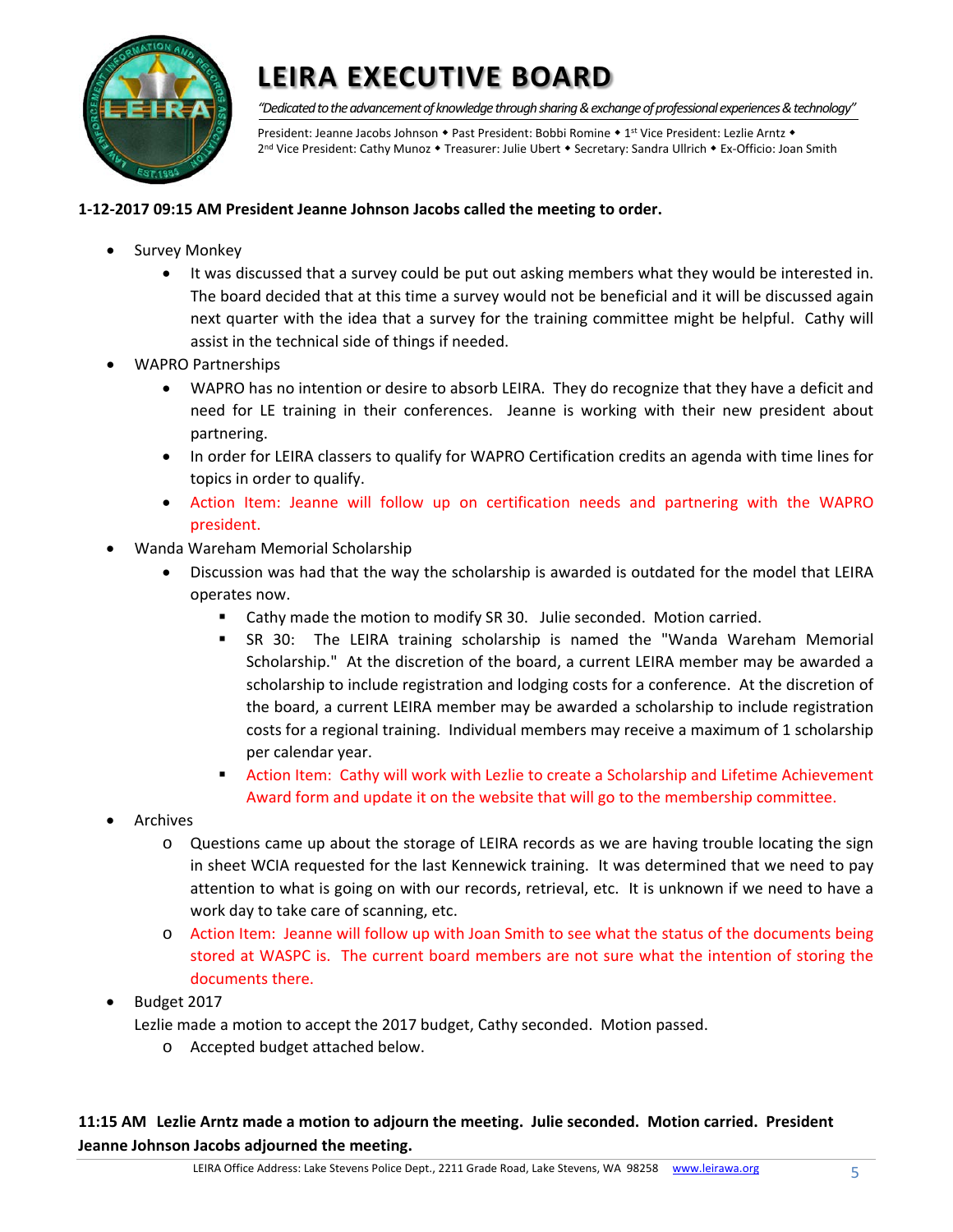# LEIRA EXECUTIVE BOARD

*"Dedicated to the advancement of knowledge through sharing & exchange of professional experiences & technology"*

President: Jeanne Jacobs Johnson ◆ Past President: Bobbi Romine ◆ 1st Vice President: Lezlie Arntz ◆ 2nd Vice President: Cathy Munoz ◆ Treasurer: Julie Ubert ◆ Secretary: Sandra Ullrich ◆ Ex-Officio: Joan Smith

**1-12-2017 09:15 AM President Jeanne Johnson Jacobs called the meeting to order.**

- Survey Monkey
  - It was discussed that a survey could be put out asking members what they would be interested in. The board decided that at this time a survey would not be beneficial and it will be discussed again next quarter with the idea that a survey for the training committee might be helpful. Cathy will assist in the technical side of things if needed.
- WAPRO Partnerships
  - WAPRO has no intention or desire to absorb LEIRA. They do recognize that they have a deficit and need for LE training in their conferences. Jeanne is working with their new president about partnering.
  - In order for LEIRA classers to qualify for WAPRO Certification credits an agenda with time lines for topics in order to qualify.
  - Action Item: Jeanne will follow up on certification needs and partnering with the WAPRO president.
- Wanda Wareham Memorial Scholarship
  - Discussion was had that the way the scholarship is awarded is outdated for the model that LEIRA operates now.
    - Cathy made the motion to modify SR 30. Julie seconded. Motion carried.
    - SR 30: The LEIRA training scholarship is named the "Wanda Wareham Memorial Scholarship." At the discretion of the board, a current LEIRA member may be awarded a scholarship to include registration and lodging costs for a conference. At the discretion of the board, a current LEIRA member may be awarded a scholarship to include registration costs for a regional training. Individual members may receive a maximum of 1 scholarship per calendar year.
    - Action Item: Cathy will work with Lezlie to create a Scholarship and Lifetime Achievement Award form and update it on the website that will go to the membership committee.
- Archives
  - Questions came up about the storage of LEIRA records as we are having trouble locating the sign in sheet WCIA requested for the last Kennewick training. It was determined that we need to pay attention to what is going on with our records, retrieval, etc. It is unknown if we need to have a work day to take care of scanning, etc.
  - Action Item: Jeanne will follow up with Joan Smith to see what the status of the documents being stored at WASPC is. The current board members are not sure what the intention of storing the documents there.
- Budget 2017

  Lezlie made a motion to accept the 2017 budget, Cathy seconded. Motion passed.
  - Accepted budget attached below.

**11:15 AM Lezlie Arntz made a motion to adjourn the meeting. Julie seconded. Motion carried. President Jeanne Johnson Jacobs adjourned the meeting.**

LEIRA Office Address: Lake Stevens Police Dept., 2211 Grade Road, Lake Stevens, WA 98258 www.leirawa.org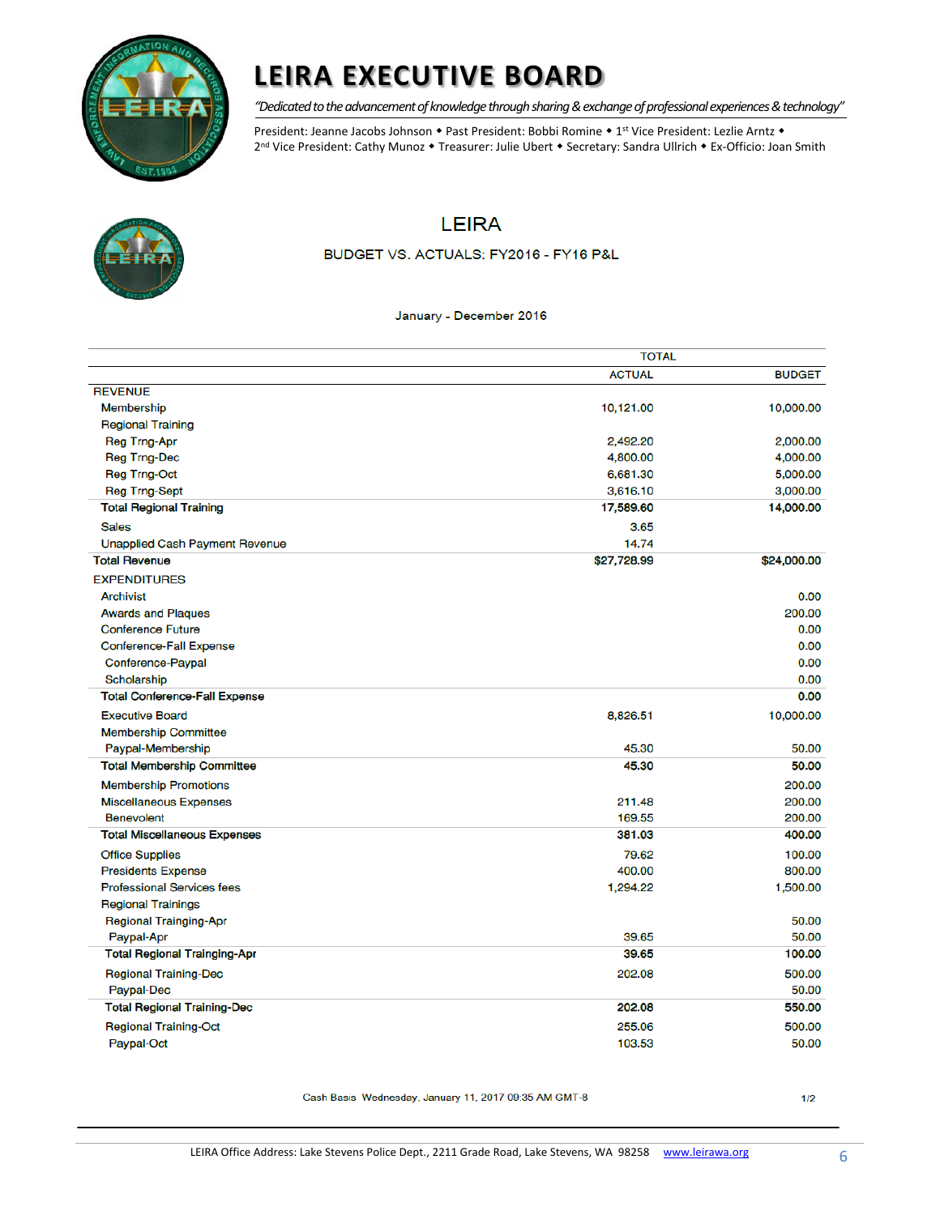# LEIRA EXECUTIVE BOARD

*"Dedicated to the advancement of knowledge through sharing & exchange of professional experiences & technology"*

President: Jeanne Jacobs Johnson ◆ Past President: Bobbi Romine ◆ 1st Vice President: Lezlie Arntz ◆ 2nd Vice President: Cathy Munoz ◆ Treasurer: Julie Ubert ◆ Secretary: Sandra Ullrich ◆ Ex-Officio: Joan Smith

## LEIRA

### BUDGET VS. ACTUALS: FY2016 - FY16 P&L

January - December 2016

| | TOTAL | |
|---|---|---|
| | **ACTUAL** | **BUDGET** |
| REVENUE | | |
| Membership | 10,121.00 | 10,000.00 |
| Regional Training | | |
| Reg Trng-Apr | 2,492.20 | 2,000.00 |
| Reg Trng-Dec | 4,800.00 | 4,000.00 |
| Reg Trng-Oct | 6,681.30 | 5,000.00 |
| Reg Trng-Sept | 3,616.10 | 3,000.00 |
| **Total Regional Training** | **17,589.60** | **14,000.00** |
| Sales | 3.65 | |
| Unapplied Cash Payment Revenue | 14.74 | |
| **Total Revenue** | **$27,728.99** | **$24,000.00** |
| EXPENDITURES | | |
| Archivist | | 0.00 |
| Awards and Plaques | | 200.00 |
| Conference Future | | 0.00 |
| Conference-Fall Expense | | 0.00 |
| Conference-Paypal | | 0.00 |
| Scholarship | | 0.00 |
| **Total Conference-Fall Expense** | | **0.00** |
| Executive Board | 8,826.51 | 10,000.00 |
| Membership Committee | | |
| Paypal-Membership | 45.30 | 50.00 |
| **Total Membership Committee** | **45.30** | **50.00** |
| Membership Promotions | | 200.00 |
| Miscellaneous Expenses | 211.48 | 200.00 |
| Benevolent | 169.55 | 200.00 |
| **Total Miscellaneous Expenses** | **381.03** | **400.00** |
| Office Supplies | 79.62 | 100.00 |
| Presidents Expense | 400.00 | 800.00 |
| Professional Services fees | 1,294.22 | 1,500.00 |
| Regional Trainings | | |
| Regional Trainging-Apr | | 50.00 |
| Paypal-Apr | 39.65 | 50.00 |
| **Total Regional Trainging-Apr** | **39.65** | **100.00** |
| Regional Training-Dec | 202.08 | 500.00 |
| Paypal-Dec | | 50.00 |
| **Total Regional Training-Dec** | **202.08** | **550.00** |
| Regional Training-Oct | 255.06 | 500.00 |
| Paypal-Oct | 103.53 | 50.00 |

Cash Basis Wednesday, January 11, 2017 09:35 AM GMT-8

LEIRA Office Address: Lake Stevens Police Dept., 2211 Grade Road, Lake Stevens, WA 98258 www.leirawa.org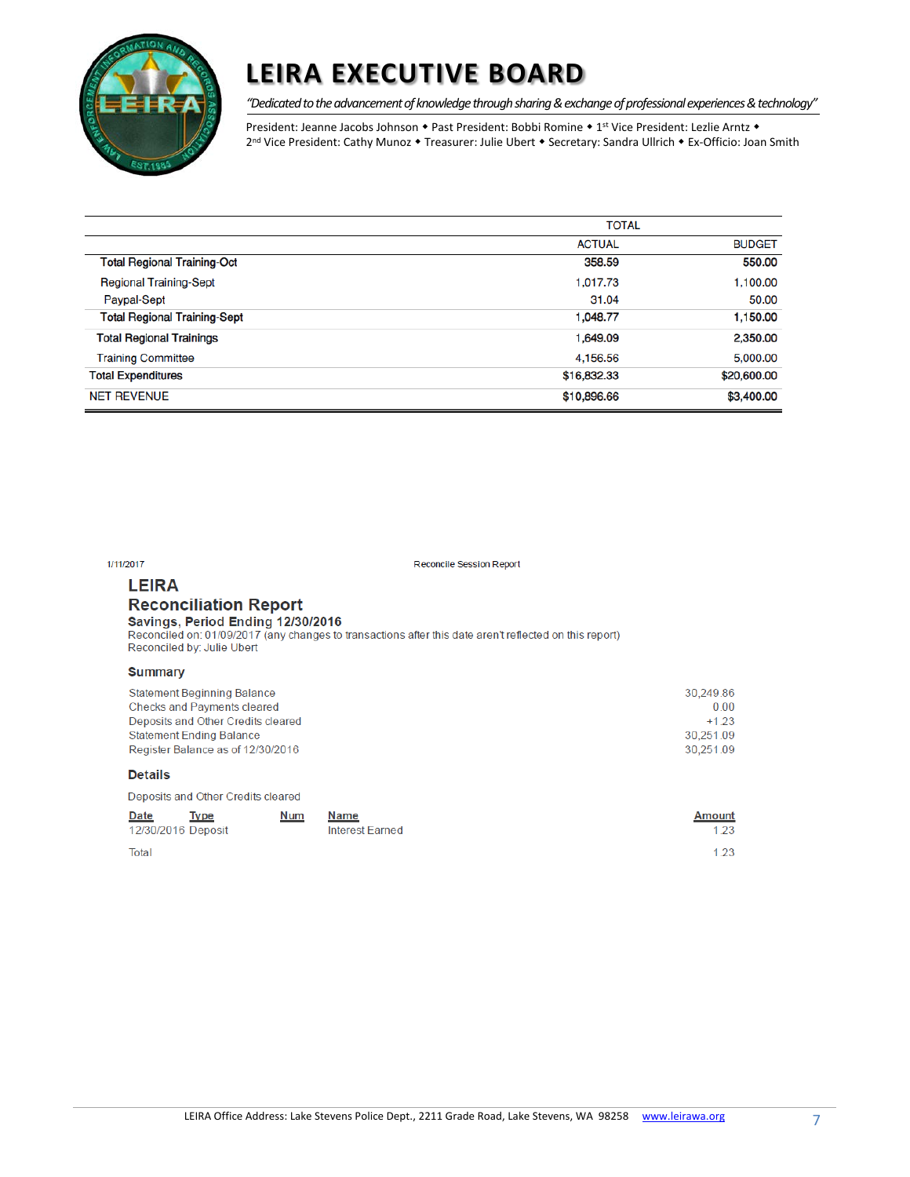# LEIRA EXECUTIVE BOARD

*"Dedicated to the advancement of knowledge through sharing & exchange of professional experiences & technology"*

President: Jeanne Jacobs Johnson ◆ Past President: Bobbi Romine ◆ 1st Vice President: Lezlie Arntz ◆ 2nd Vice President: Cathy Munoz ◆ Treasurer: Julie Ubert ◆ Secretary: Sandra Ullrich ◆ Ex-Officio: Joan Smith

| | TOTAL | |
|---|---|---|
| | ACTUAL | BUDGET |
| **Total Regional Training-Oct** | **358.59** | **550.00** |
| Regional Training-Sept | 1,017.73 | 1,100.00 |
| Paypal-Sept | 31.04 | 50.00 |
| **Total Regional Training-Sept** | **1,048.77** | **1,150.00** |
| Total Regional Trainings | 1,649.09 | 2,350.00 |
| Training Committee | 4,156.56 | 5,000.00 |
| Total Expenditures | $16,832.33 | $20,600.00 |
| NET REVENUE | $10,896.66 | $3,400.00 |

1/11/2017 Reconcile Session Report

## LEIRA
## Reconciliation Report

**Savings, Period Ending 12/30/2016**

Reconciled on: 01/09/2017 (any changes to transactions after this date aren't reflected on this report)

Reconciled by: Julie Ubert

### Summary

| | |
|---|---|
| Statement Beginning Balance | 30,249.86 |
| Checks and Payments cleared | 0.00 |
| Deposits and Other Credits cleared | +1.23 |
| Statement Ending Balance | 30,251.09 |
| Register Balance as of 12/30/2016 | 30,251.09 |

### Details

Deposits and Other Credits cleared

| Date | Type | Num | Name | Amount |
|---|---|---|---|---|
| 12/30/2016 | Deposit | | Interest Earned | 1.23 |
| Total | | | | 1.23 |

LEIRA Office Address: Lake Stevens Police Dept., 2211 Grade Road, Lake Stevens, WA 98258 www.leirawa.org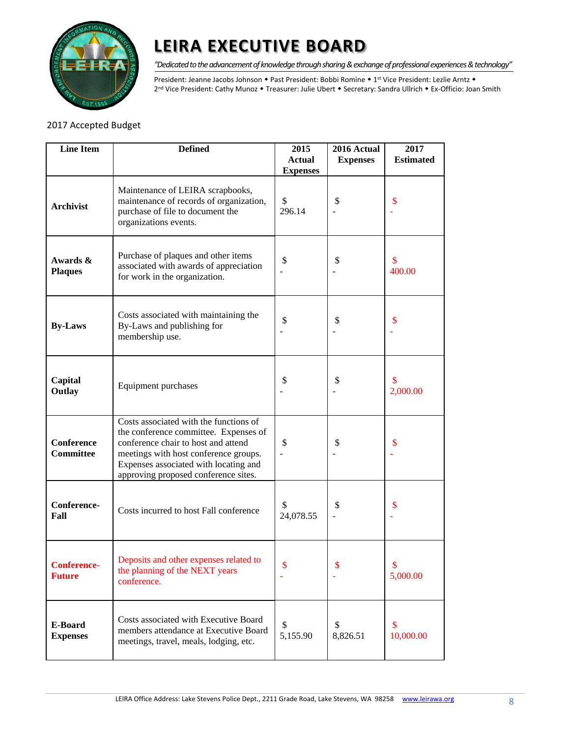# LEIRA EXECUTIVE BOARD

*"Dedicated to the advancement of knowledge through sharing & exchange of professional experiences & technology"*

President: Jeanne Jacobs Johnson ◆ Past President: Bobbi Romine ◆ 1st Vice President: Lezlie Arntz ◆ 2nd Vice President: Cathy Munoz ◆ Treasurer: Julie Ubert ◆ Secretary: Sandra Ullrich ◆ Ex-Officio: Joan Smith

2017 Accepted Budget

| Line Item | Defined | 2015 Actual Expenses | 2016 Actual Expenses | 2017 Estimated |
|---|---|---|---|---|
| **Archivist** | Maintenance of LEIRA scrapbooks, maintenance of records of organization, purchase of file to document the organizations events. | $ 296.14 | $ - | $ - |
| **Awards & Plaques** | Purchase of plaques and other items associated with awards of appreciation for work in the organization. | $ - | $ - | $ 400.00 |
| **By-Laws** | Costs associated with maintaining the By-Laws and publishing for membership use. | $ - | $ - | $ - |
| **Capital Outlay** | Equipment purchases | $ - | $ - | $ 2,000.00 |
| **Conference Committee** | Costs associated with the functions of the conference committee. Expenses of conference chair to host and attend meetings with host conference groups. Expenses associated with locating and approving proposed conference sites. | $ - | $ - | $ - |
| **Conference-Fall** | Costs incurred to host Fall conference | $ 24,078.55 | $ - | $ - |
| **Conference-Future** | Deposits and other expenses related to the planning of the NEXT years conference. | $ - | $ - | $ 5,000.00 |
| **E-Board Expenses** | Costs associated with Executive Board members attendance at Executive Board meetings, travel, meals, lodging, etc. | $ 5,155.90 | $ 8,826.51 | $ 10,000.00 |

LEIRA Office Address: Lake Stevens Police Dept., 2211 Grade Road, Lake Stevens, WA 98258 www.leirawa.org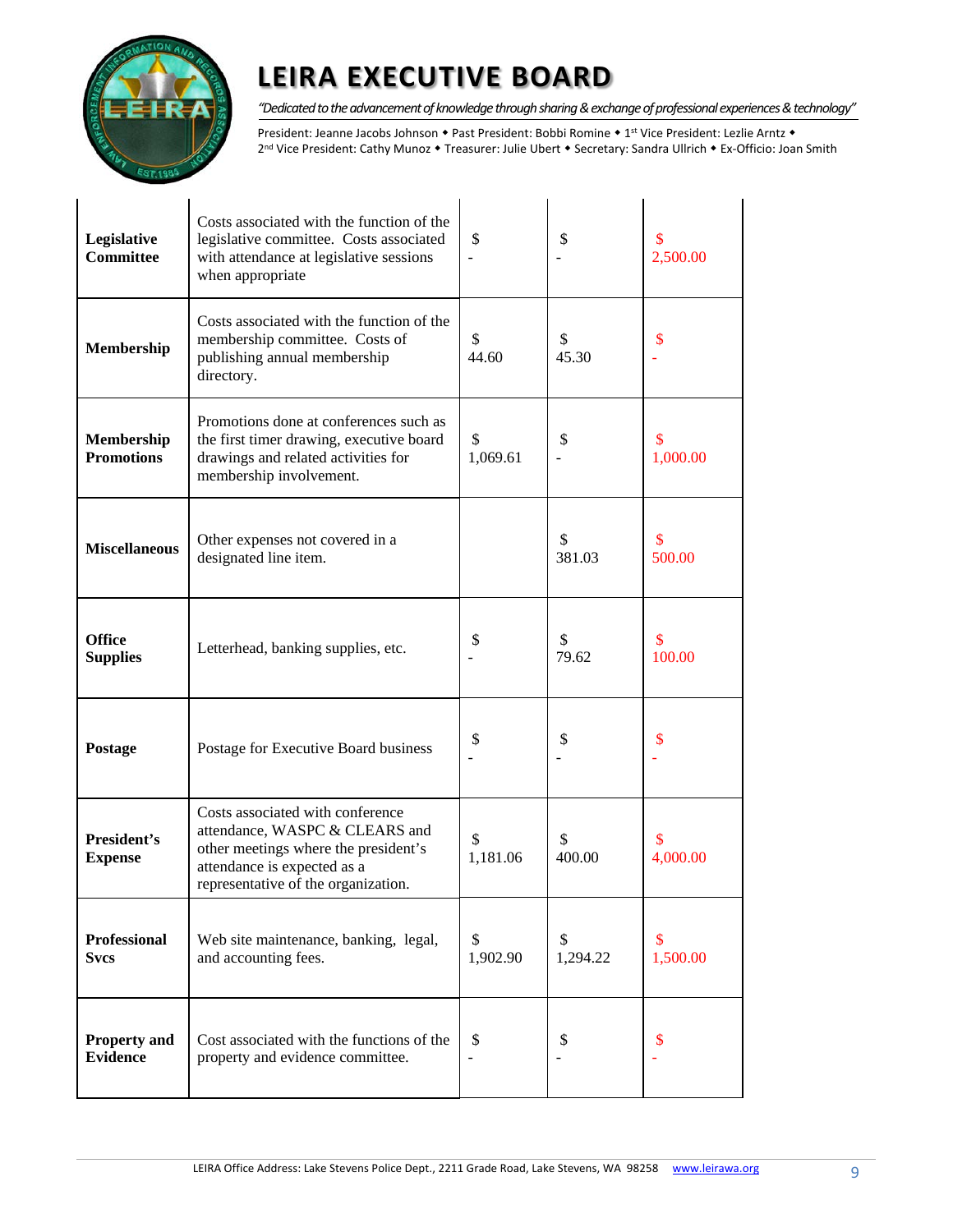# LEIRA EXECUTIVE BOARD

*"Dedicated to the advancement of knowledge through sharing & exchange of professional experiences & technology"*

President: Jeanne Jacobs Johnson ◆ Past President: Bobbi Romine ◆ 1st Vice President: Lezlie Arntz ◆ 2nd Vice President: Cathy Munoz ◆ Treasurer: Julie Ubert ◆ Secretary: Sandra Ullrich ◆ Ex-Officio: Joan Smith

| | | | | |
|---|---|---|---|---|
| **Legislative Committee** | Costs associated with the function of the legislative committee. Costs associated with attendance at legislative sessions when appropriate | $ - | $ - | $ 2,500.00 |
| **Membership** | Costs associated with the function of the membership committee. Costs of publishing annual membership directory. | $ 44.60 | $ 45.30 | $ - |
| **Membership Promotions** | Promotions done at conferences such as the first timer drawing, executive board drawings and related activities for membership involvement. | $ 1,069.61 | $ - | $ 1,000.00 |
| **Miscellaneous** | Other expenses not covered in a designated line item. | | $ 381.03 | $ 500.00 |
| **Office Supplies** | Letterhead, banking supplies, etc. | $ - | $ 79.62 | $ 100.00 |
| **Postage** | Postage for Executive Board business | $ - | $ - | $ - |
| **President's Expense** | Costs associated with conference attendance, WASPC & CLEARS and other meetings where the president's attendance is expected as a representative of the organization. | $ 1,181.06 | $ 400.00 | $ 4,000.00 |
| **Professional Svcs** | Web site maintenance, banking, legal, and accounting fees. | $ 1,902.90 | $ 1,294.22 | $ 1,500.00 |
| **Property and Evidence** | Cost associated with the functions of the property and evidence committee. | $ - | $ - | $ - |

LEIRA Office Address: Lake Stevens Police Dept., 2211 Grade Road, Lake Stevens, WA 98258 www.leirawa.org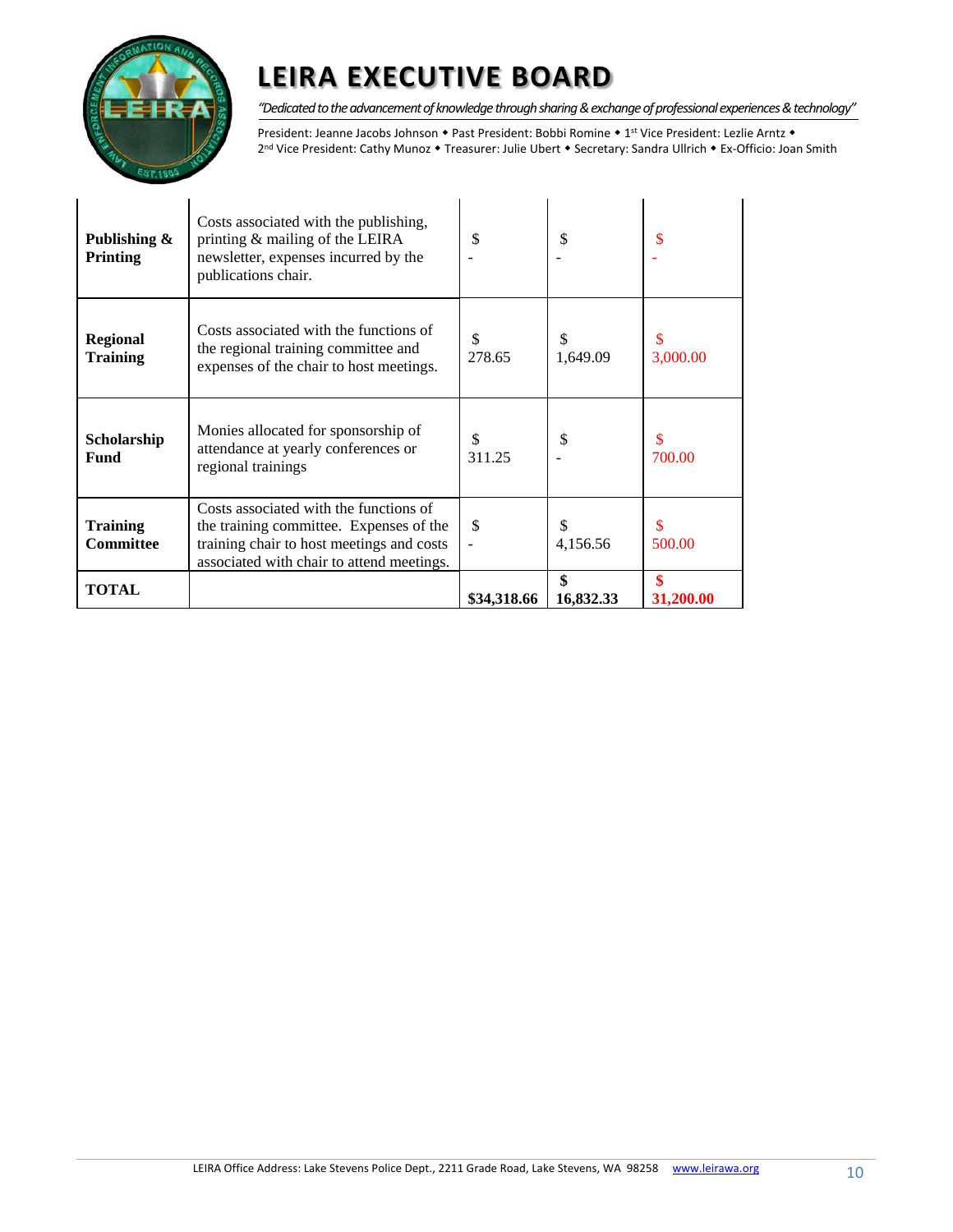# LEIRA EXECUTIVE BOARD

*"Dedicated to the advancement of knowledge through sharing & exchange of professional experiences & technology"*

President: Jeanne Jacobs Johnson ◆ Past President: Bobbi Romine ◆ 1st Vice President: Lezlie Arntz ◆ 2nd Vice President: Cathy Munoz ◆ Treasurer: Julie Ubert ◆ Secretary: Sandra Ullrich ◆ Ex-Officio: Joan Smith

| | | | | |
|---|---|---|---|---|
| **Publishing & Printing** | Costs associated with the publishing, printing & mailing of the LEIRA newsletter, expenses incurred by the publications chair. | $ - | $ - | $ - |
| **Regional Training** | Costs associated with the functions of the regional training committee and expenses of the chair to host meetings. | $ 278.65 | $ 1,649.09 | $ 3,000.00 |
| **Scholarship Fund** | Monies allocated for sponsorship of attendance at yearly conferences or regional trainings | $ 311.25 | $ - | $ 700.00 |
| **Training Committee** | Costs associated with the functions of the training committee. Expenses of the training chair to host meetings and costs associated with chair to attend meetings. | $ - | $ 4,156.56 | $ 500.00 |
| **TOTAL** | | **$34,318.66** | **$ 16,832.33** | **$ 31,200.00** |

LEIRA Office Address: Lake Stevens Police Dept., 2211 Grade Road, Lake Stevens, WA 98258 www.leirawa.org